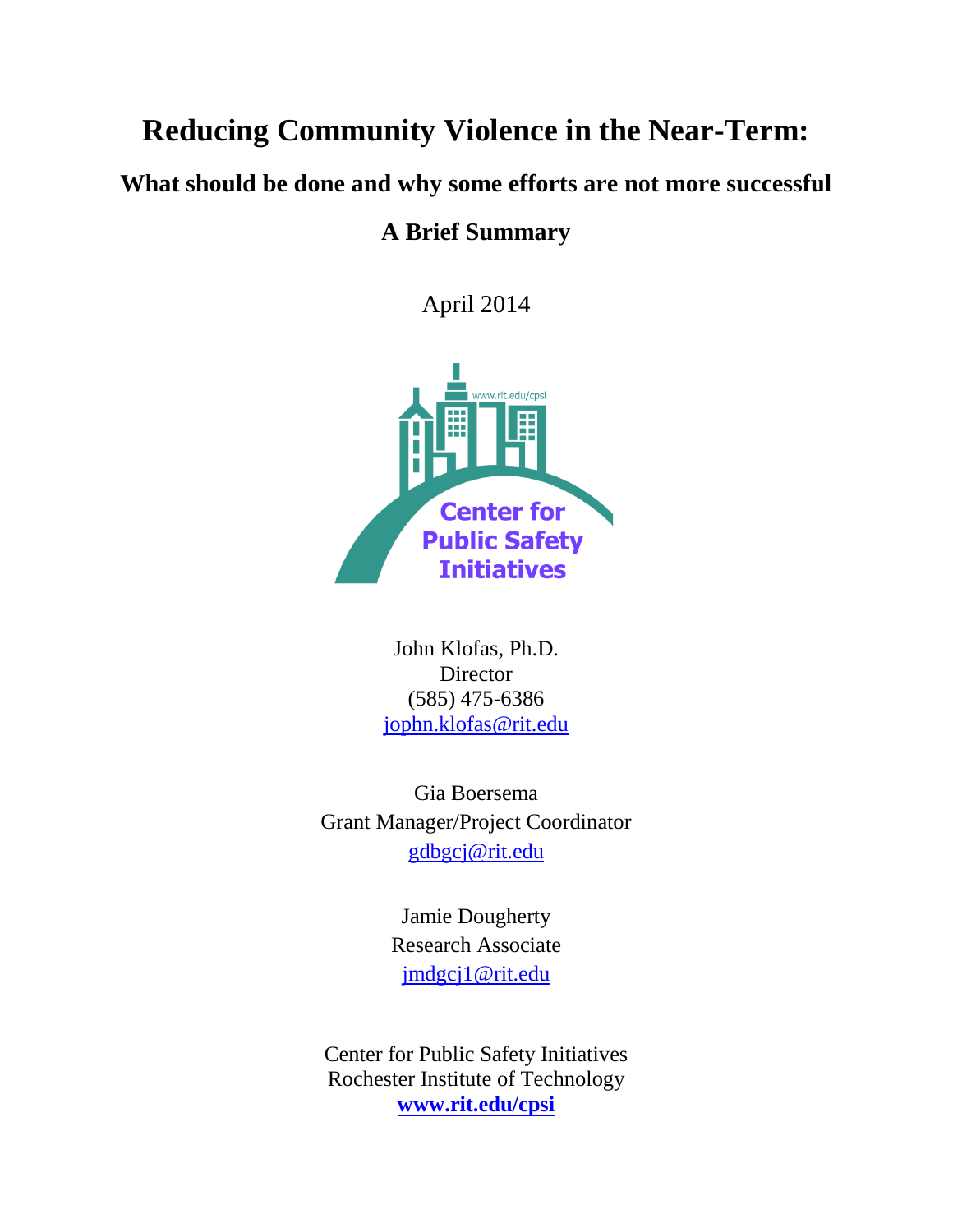# Reducing Community Violence in the Near-Term:

## What should be done and why some efforts are not more successful

## A Brief Summary

April 2014

www.rit.edu/cpsi

Center for Public Safety Initiatives

John Klofas, Ph.D.
Director
(585) 475-6386
jophn.klofas@rit.edu

Gia Boersema
Grant Manager/Project Coordinator
gdbgcj@rit.edu

Jamie Dougherty
Research Associate
jmdgcj1@rit.edu

Center for Public Safety Initiatives
Rochester Institute of Technology
**www.rit.edu/cpsi**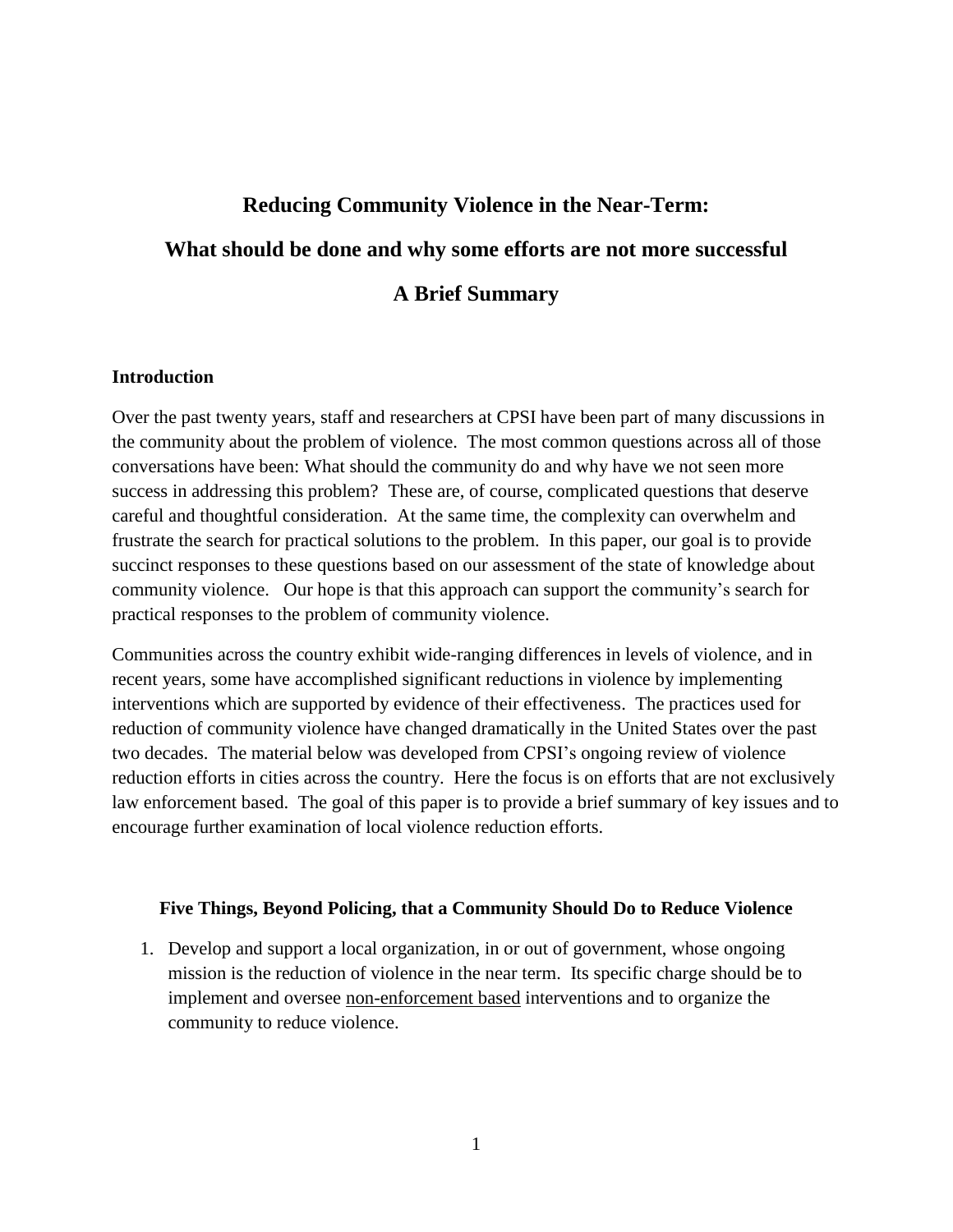# Reducing Community Violence in the Near-Term:

# What should be done and why some efforts are not more successful

# A Brief Summary

### Introduction

Over the past twenty years, staff and researchers at CPSI have been part of many discussions in the community about the problem of violence. The most common questions across all of those conversations have been: What should the community do and why have we not seen more success in addressing this problem? These are, of course, complicated questions that deserve careful and thoughtful consideration. At the same time, the complexity can overwhelm and frustrate the search for practical solutions to the problem. In this paper, our goal is to provide succinct responses to these questions based on our assessment of the state of knowledge about community violence. Our hope is that this approach can support the community's search for practical responses to the problem of community violence.

Communities across the country exhibit wide-ranging differences in levels of violence, and in recent years, some have accomplished significant reductions in violence by implementing interventions which are supported by evidence of their effectiveness. The practices used for reduction of community violence have changed dramatically in the United States over the past two decades. The material below was developed from CPSI's ongoing review of violence reduction efforts in cities across the country. Here the focus is on efforts that are not exclusively law enforcement based. The goal of this paper is to provide a brief summary of key issues and to encourage further examination of local violence reduction efforts.

### Five Things, Beyond Policing, that a Community Should Do to Reduce Violence

1. Develop and support a local organization, in or out of government, whose ongoing mission is the reduction of violence in the near term. Its specific charge should be to implement and oversee <u>non-enforcement based</u> interventions and to organize the community to reduce violence.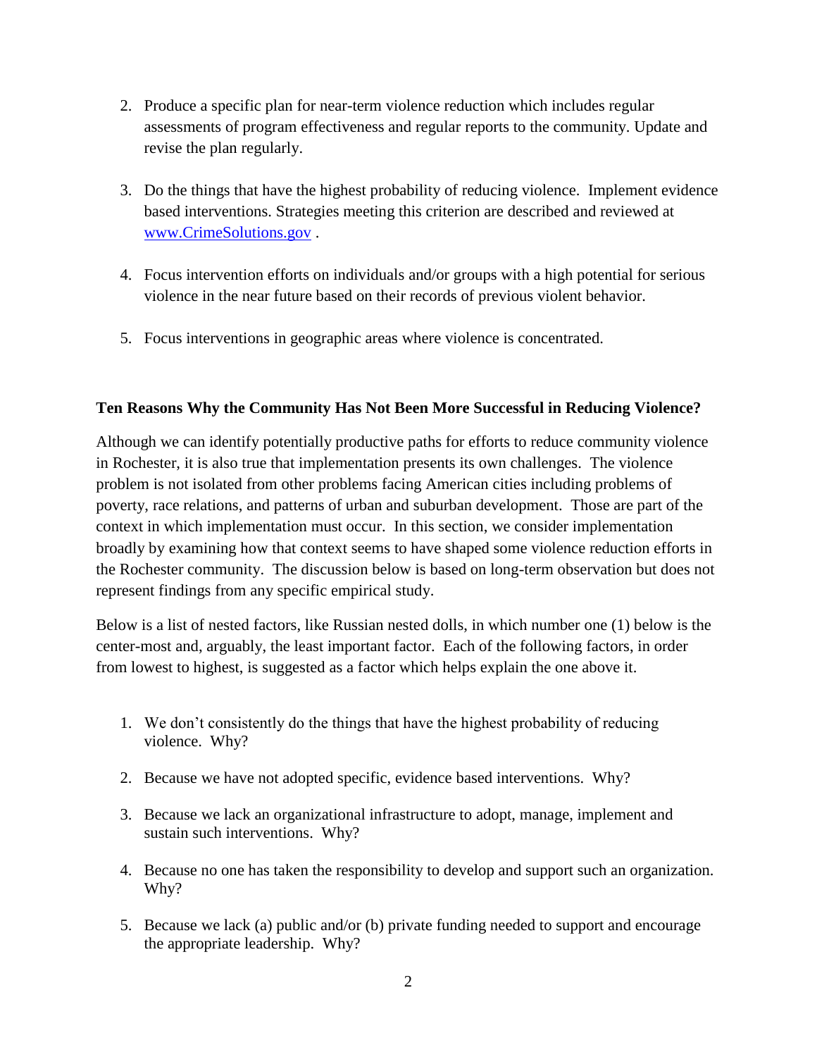2. Produce a specific plan for near-term violence reduction which includes regular assessments of program effectiveness and regular reports to the community. Update and revise the plan regularly.

3. Do the things that have the highest probability of reducing violence. Implement evidence based interventions. Strategies meeting this criterion are described and reviewed at [www.CrimeSolutions.gov](http://www.CrimeSolutions.gov) .

4. Focus intervention efforts on individuals and/or groups with a high potential for serious violence in the near future based on their records of previous violent behavior.

5. Focus interventions in geographic areas where violence is concentrated.

**Ten Reasons Why the Community Has Not Been More Successful in Reducing Violence?**

Although we can identify potentially productive paths for efforts to reduce community violence in Rochester, it is also true that implementation presents its own challenges. The violence problem is not isolated from other problems facing American cities including problems of poverty, race relations, and patterns of urban and suburban development. Those are part of the context in which implementation must occur. In this section, we consider implementation broadly by examining how that context seems to have shaped some violence reduction efforts in the Rochester community. The discussion below is based on long-term observation but does not represent findings from any specific empirical study.

Below is a list of nested factors, like Russian nested dolls, in which number one (1) below is the center-most and, arguably, the least important factor. Each of the following factors, in order from lowest to highest, is suggested as a factor which helps explain the one above it.

1. We don't consistently do the things that have the highest probability of reducing violence. Why?

2. Because we have not adopted specific, evidence based interventions. Why?

3. Because we lack an organizational infrastructure to adopt, manage, implement and sustain such interventions. Why?

4. Because no one has taken the responsibility to develop and support such an organization. Why?

5. Because we lack (a) public and/or (b) private funding needed to support and encourage the appropriate leadership. Why?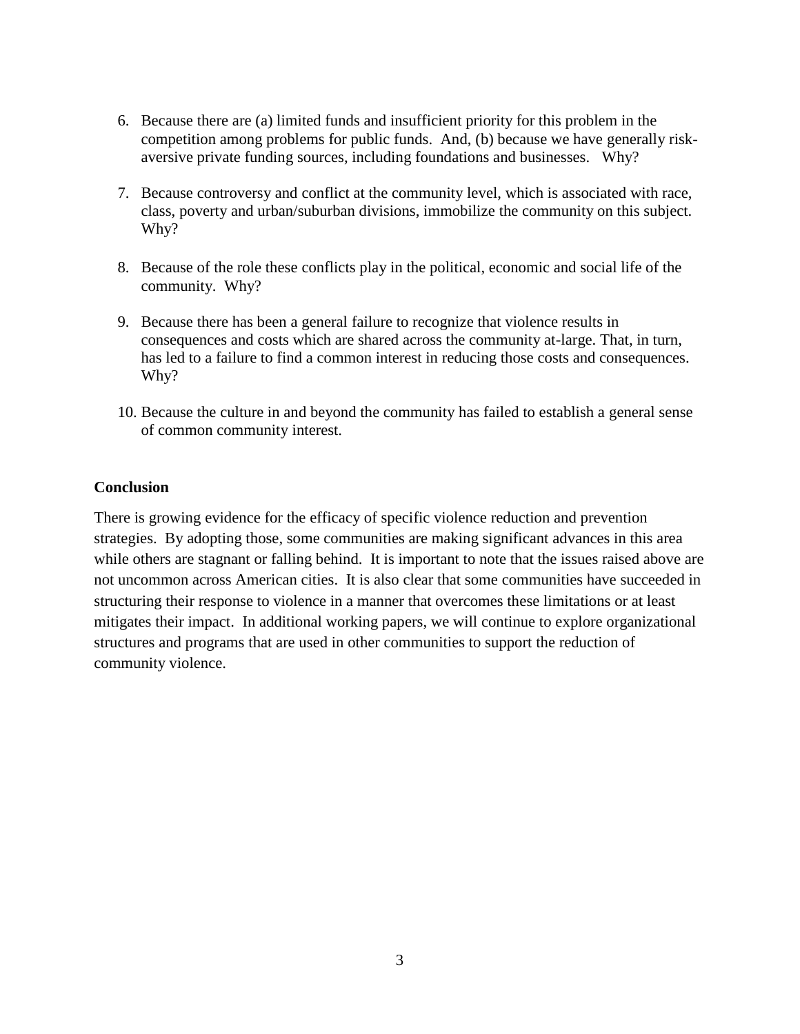6. Because there are (a) limited funds and insufficient priority for this problem in the competition among problems for public funds. And, (b) because we have generally risk-aversive private funding sources, including foundations and businesses. Why?

7. Because controversy and conflict at the community level, which is associated with race, class, poverty and urban/suburban divisions, immobilize the community on this subject. Why?

8. Because of the role these conflicts play in the political, economic and social life of the community. Why?

9. Because there has been a general failure to recognize that violence results in consequences and costs which are shared across the community at-large. That, in turn, has led to a failure to find a common interest in reducing those costs and consequences. Why?

10. Because the culture in and beyond the community has failed to establish a general sense of common community interest.

**Conclusion**

There is growing evidence for the efficacy of specific violence reduction and prevention strategies. By adopting those, some communities are making significant advances in this area while others are stagnant or falling behind. It is important to note that the issues raised above are not uncommon across American cities. It is also clear that some communities have succeeded in structuring their response to violence in a manner that overcomes these limitations or at least mitigates their impact. In additional working papers, we will continue to explore organizational structures and programs that are used in other communities to support the reduction of community violence.